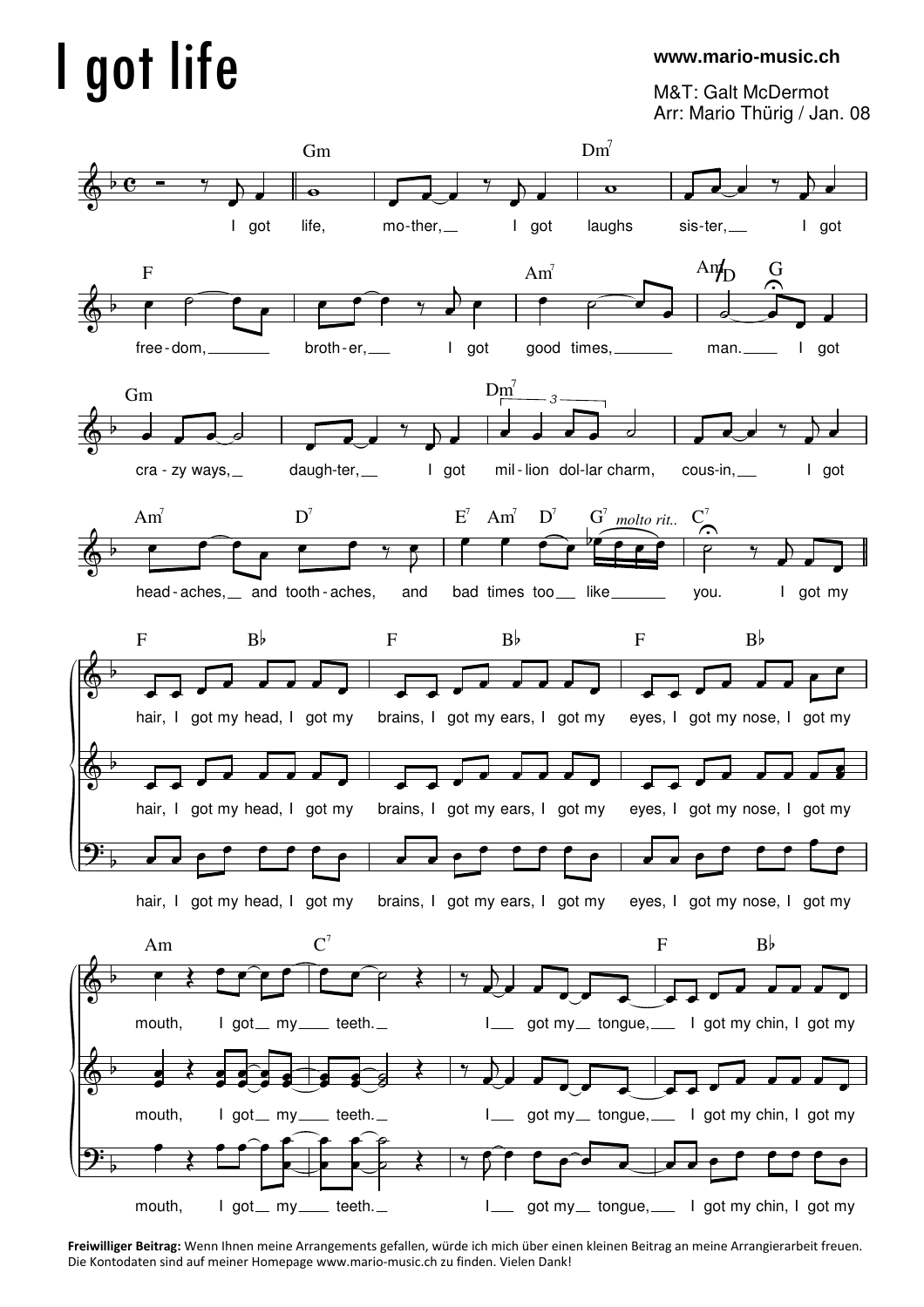# I got life

**www.mario-music.ch**

M&T: Galt McDermot
Arr: Mario Thürig / Jan. 08

**Freiwilliger Beitrag:** Wenn Ihnen meine Arrangements gefallen, würde ich mich über einen kleinen Beitrag an meine Arrangierarbeit freuen. Die Kontodaten sind auf meiner Homepage www.mario-music.ch zu finden. Vielen Dank!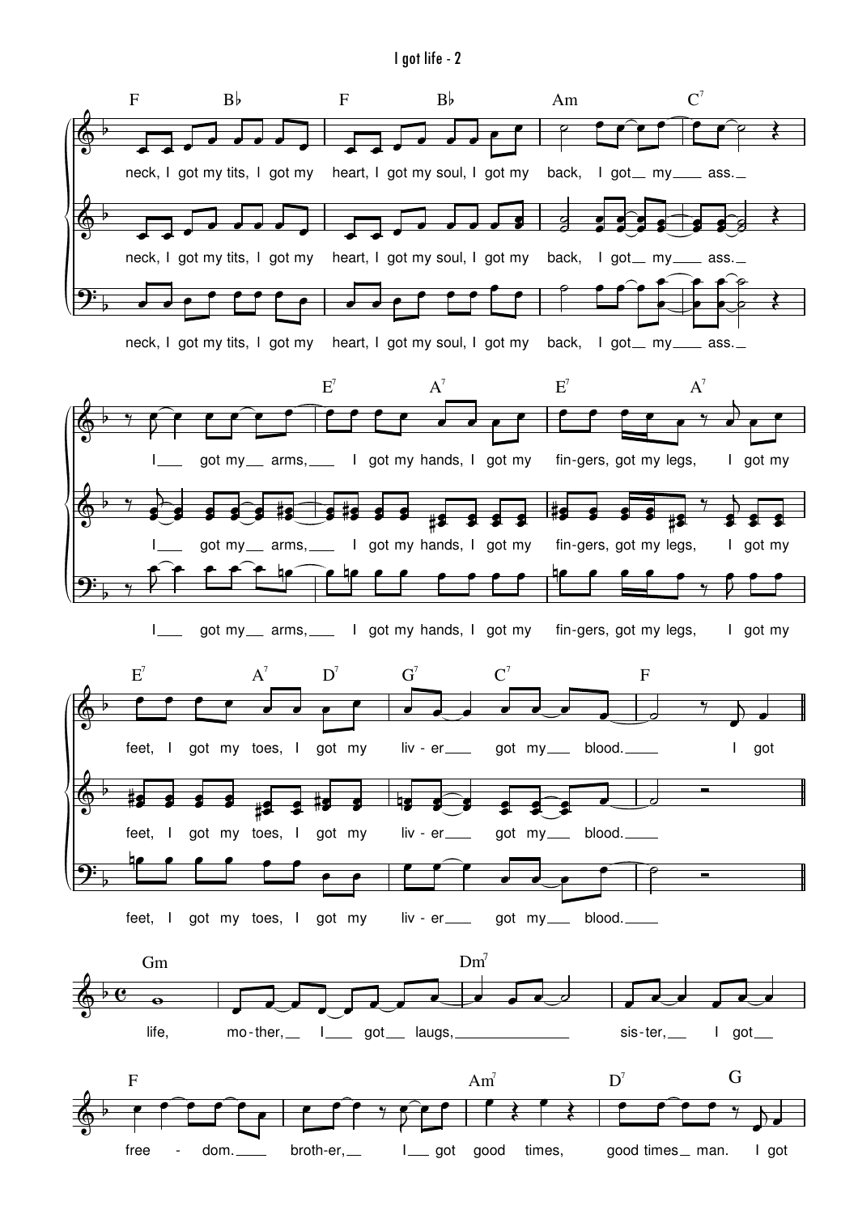F B♭ F B♭ Am C7

neck, I got my tits, I got my heart, I got my soul, I got my back, I got__ my___ ass._

E7 A7 E7 A7

I___ got my__ arms,___ I got my hands, I got my fin-gers, got my legs, I got my

E7 A7 D7 G7 C7 F

feet, I got my toes, I got my liv - er___ got my___ blood.____ I got

Gm Dm7

life, mo - ther,__ I___ got__ laugs,_____________ sis - ter,__ I got__

F Am7 D7 G

free - dom.____ broth-er,__ I__ got good times, good times_ man. I got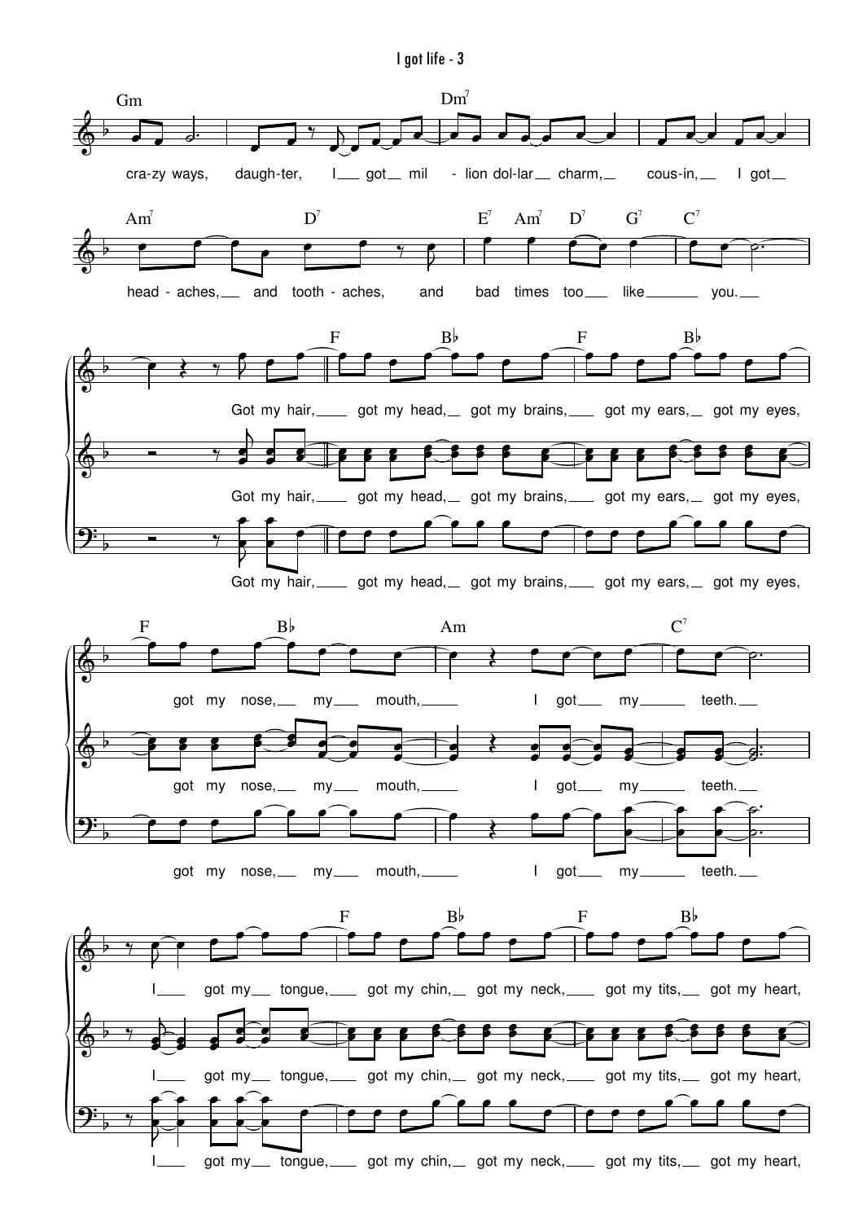Gm Dm7

cra-zy ways, daugh-ter, I got mil - lion dol-lar charm, cous-in, I got

Am7 D7 E7 Am7 D7 G7 C7

head - aches, and tooth - aches, and bad times too like you.

F B♭ F B♭

Got my hair, got my head, got my brains, got my ears, got my eyes,

F B♭ Am C7

got my nose, my mouth, I got my teeth.

F B♭ F B♭

I got my tongue, got my chin, got my neck, got my tits, got my heart,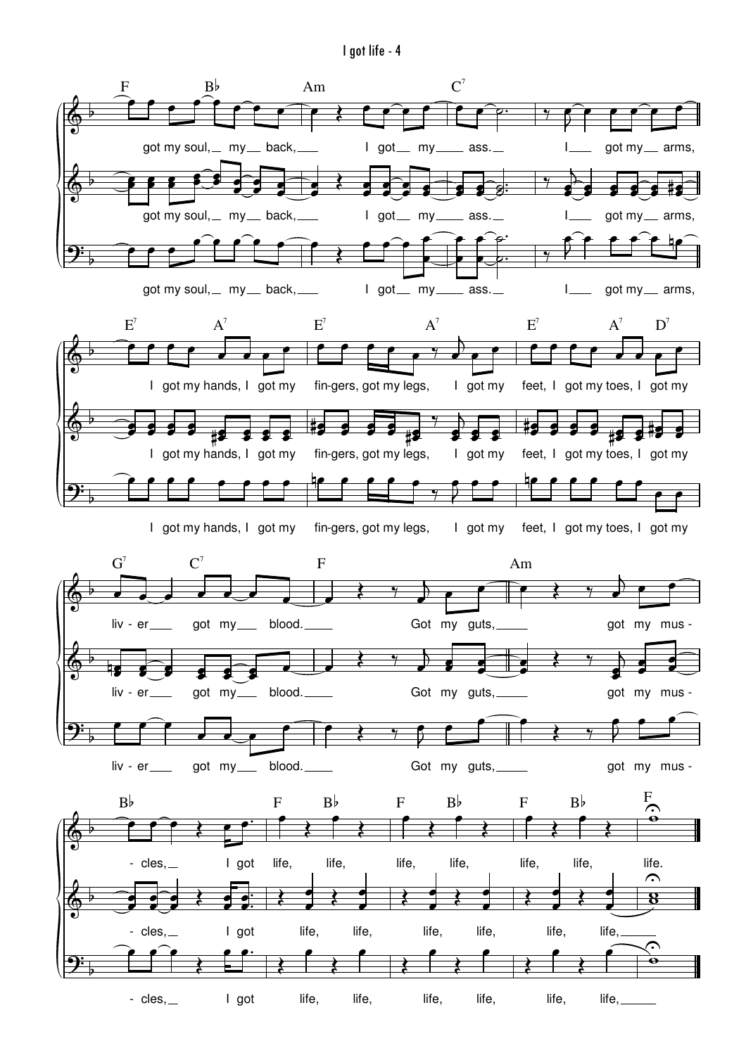F B♭ Am C7

got my soul, my back, I got my ass. I got my arms,

E7 A7 E7 A7 E7 A7 D7

I got my hands, I got my fin-gers, got my legs, I got my feet, I got my toes, I got my

G7 C7 F Am

liv - er got my blood. Got my guts, got my mus -

B♭ F B♭ F B♭ F B♭ F

- cles, I got life, life, life, life, life, life, life.